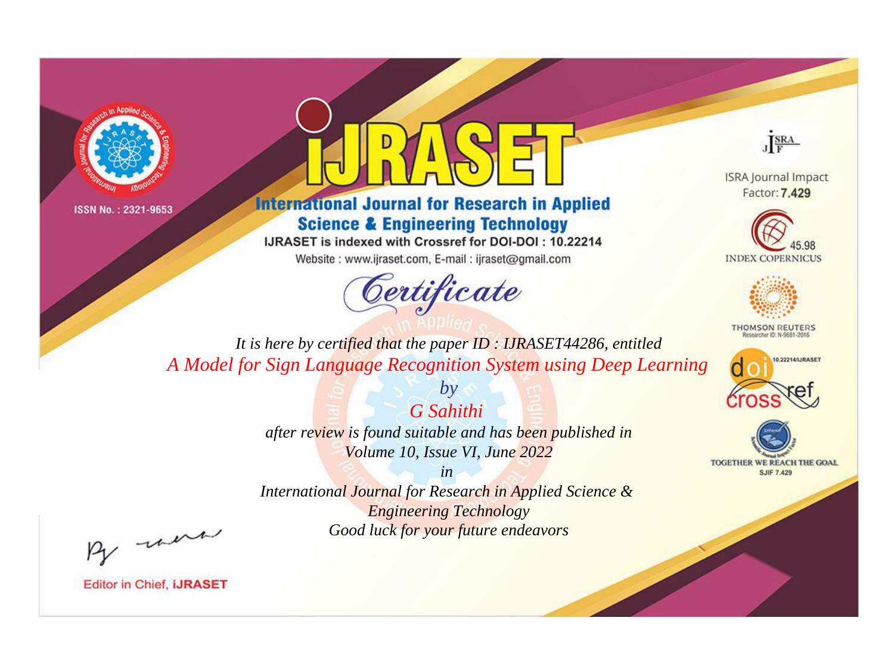ISSN No. : 2321-9653

# IJRASET

## International Journal for Research in Applied Science & Engineering Technology

IJRASET is indexed with Crossref for DOI-DOI : 10.22214

Website : www.ijraset.com, E-mail : ijraset@gmail.com

ISRA Journal Impact Factor: **7.429**

45.98 INDEX COPERNICUS

THOMSON REUTERS Researcher ID: N-9681-2016

10.22214/IJRASET doi crossref

TOGETHER WE REACH THE GOAL SJIF 7.429

## *Certificate*

*It is here by certified that the paper ID : IJRASET44286, entitled*

*A Model for Sign Language Recognition System using Deep Learning*

*by*

*G Sahithi*

*after review is found suitable and has been published in*

*Volume 10, Issue VI, June 2022*

*in*

*International Journal for Research in Applied Science & Engineering Technology*

*Good luck for your future endeavors*

Editor in Chief, **iJRASET**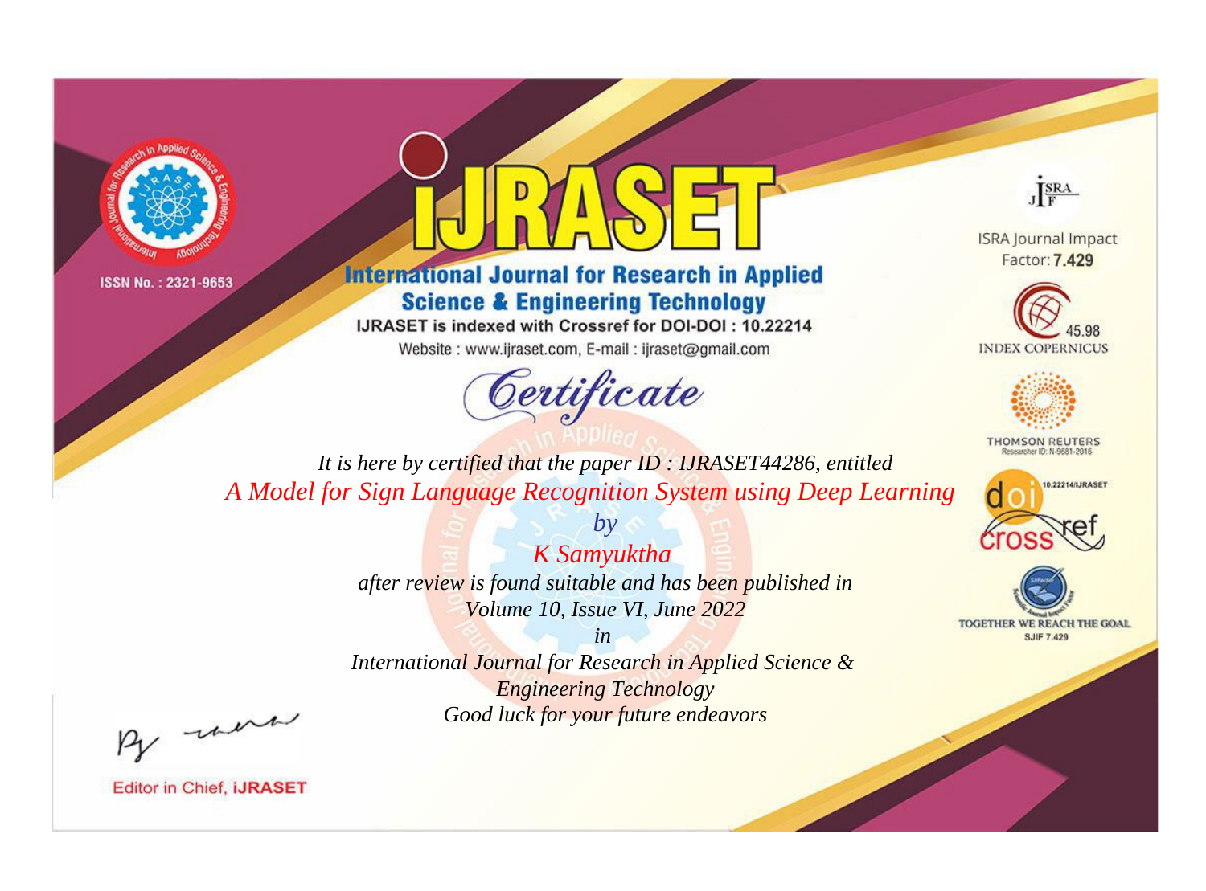ISSN No. : 2321-9653

# IJRASET

## International Journal for Research in Applied Science & Engineering Technology

IJRASET is indexed with Crossref for DOI-DOI : 10.22214

Website : www.ijraset.com, E-mail : ijraset@gmail.com

*Certificate*

*It is here by certified that the paper ID : IJRASET44286, entitled*

*A Model for Sign Language Recognition System using Deep Learning*

*by*

*K Samyuktha*

*after review is found suitable and has been published in*

*Volume 10, Issue VI, June 2022*

*in*

*International Journal for Research in Applied Science & Engineering Technology*

*Good luck for your future endeavors*

ISRA Journal Impact Factor: **7.429**

45.98 INDEX COPERNICUS

THOMSON REUTERS Researcher ID: N-9681-2016

10.22214/IJRASET

TOGETHER WE REACH THE GOAL SJIF 7.429

Editor in Chief, **iJRASET**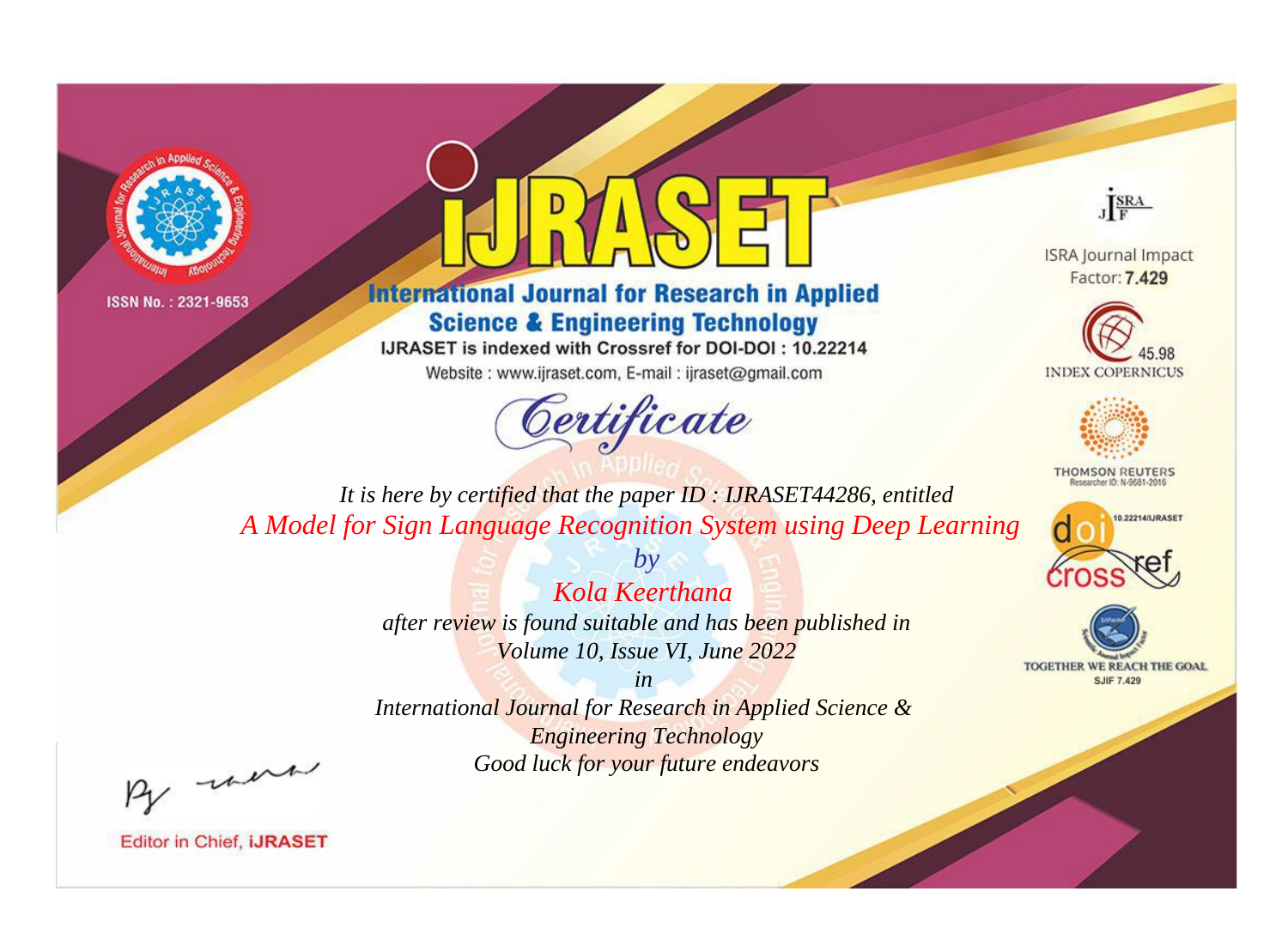ISSN No. : 2321-9653

# iJRASET

## International Journal for Research in Applied Science & Engineering Technology

IJRASET is indexed with Crossref for DOI-DOI : 10.22214

Website : www.ijraset.com, E-mail : ijraset@gmail.com

ISRA Journal Impact Factor: **7.429**

45.98 INDEX COPERNICUS

THOMSON REUTERS Researcher ID: N-9681-2016

10.22214/IJRASET

TOGETHER WE REACH THE GOAL SJIF 7.429

# *Certificate*

*It is here by certified that the paper ID : IJRASET44286, entitled*

*A Model for Sign Language Recognition System using Deep Learning*

*by*

*Kola Keerthana*

*after review is found suitable and has been published in*

*Volume 10, Issue VI, June 2022*

*in*

*International Journal for Research in Applied Science & Engineering Technology*

*Good luck for your future endeavors*

Editor in Chief, **iJRASET**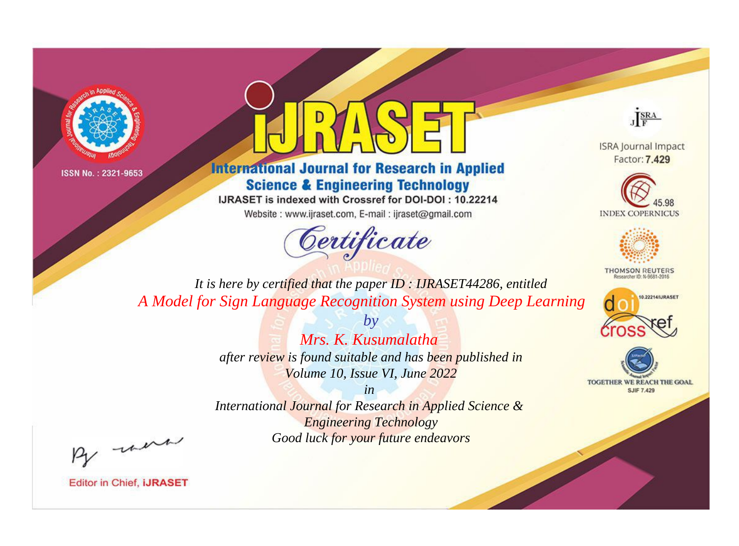ISSN No. : 2321-9653

# IJRASET

## International Journal for Research in Applied Science & Engineering Technology

IJRASET is indexed with Crossref for DOI-DOI : 10.22214

Website : www.ijraset.com, E-mail : ijraset@gmail.com

*Certificate*

*It is here by certified that the paper ID : IJRASET44286, entitled*

*A Model for Sign Language Recognition System using Deep Learning*

*by*

*Mrs. K. Kusumalatha*

*after review is found suitable and has been published in*

*Volume 10, Issue VI, June 2022*

*in*

*International Journal for Research in Applied Science & Engineering Technology*

*Good luck for your future endeavors*

ISRA Journal Impact Factor: **7.429**

45.98 INDEX COPERNICUS

THOMSON REUTERS Researcher ID: N-9681-2016

10.22214/IJRASET

TOGETHER WE REACH THE GOAL SJIF 7.429

Editor in Chief, **iJRASET**